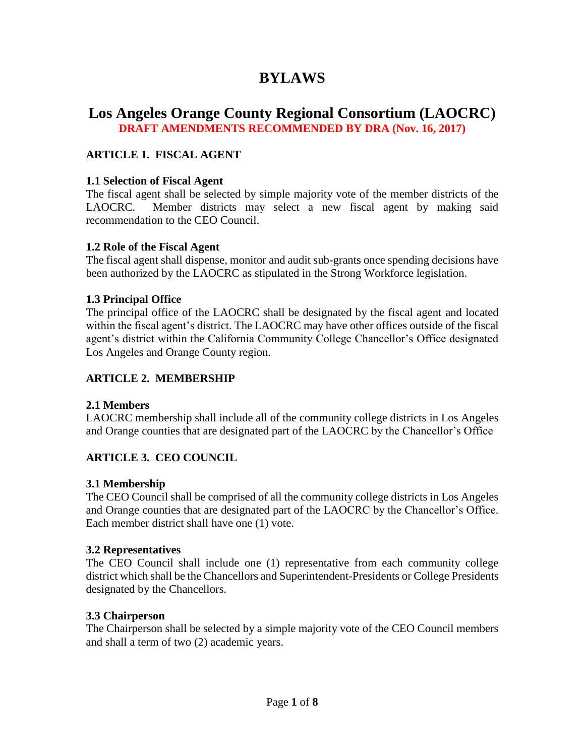# BYLAWS

## Los Angeles Orange County Regional Consortium (LAOCRC)

**DRAFT AMENDMENTS RECOMMENDED BY DRA (Nov. 16, 2017)**

### ARTICLE 1. FISCAL AGENT

**1.1 Selection of Fiscal Agent**

The fiscal agent shall be selected by simple majority vote of the member districts of the LAOCRC. Member districts may select a new fiscal agent by making said recommendation to the CEO Council.

**1.2 Role of the Fiscal Agent**

The fiscal agent shall dispense, monitor and audit sub-grants once spending decisions have been authorized by the LAOCRC as stipulated in the Strong Workforce legislation.

**1.3 Principal Office**

The principal office of the LAOCRC shall be designated by the fiscal agent and located within the fiscal agent's district. The LAOCRC may have other offices outside of the fiscal agent's district within the California Community College Chancellor's Office designated Los Angeles and Orange County region.

### ARTICLE 2. MEMBERSHIP

**2.1 Members**

LAOCRC membership shall include all of the community college districts in Los Angeles and Orange counties that are designated part of the LAOCRC by the Chancellor's Office

### ARTICLE 3. CEO COUNCIL

**3.1 Membership**

The CEO Council shall be comprised of all the community college districts in Los Angeles and Orange counties that are designated part of the LAOCRC by the Chancellor's Office. Each member district shall have one (1) vote.

**3.2 Representatives**

The CEO Council shall include one (1) representative from each community college district which shall be the Chancellors and Superintendent-Presidents or College Presidents designated by the Chancellors.

**3.3 Chairperson**

The Chairperson shall be selected by a simple majority vote of the CEO Council members and shall a term of two (2) academic years.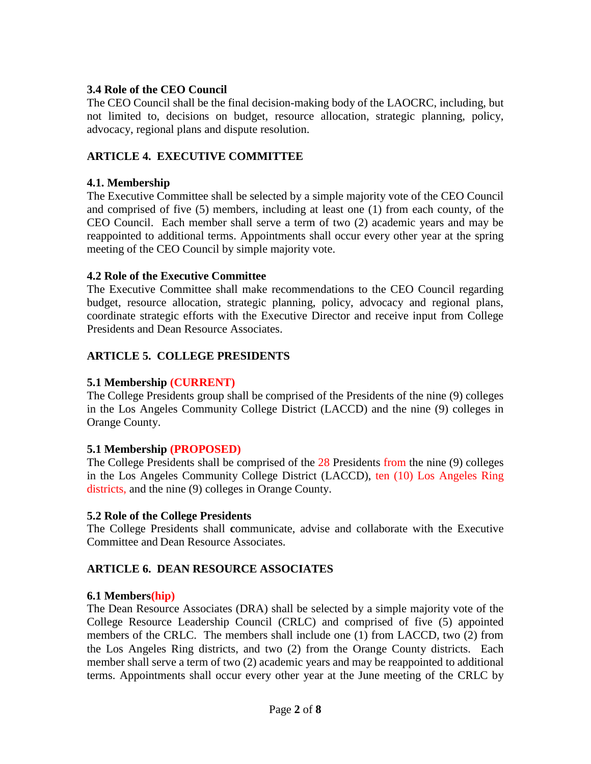### 3.4 Role of the CEO Council

The CEO Council shall be the final decision-making body of the LAOCRC, including, but not limited to, decisions on budget, resource allocation, strategic planning, policy, advocacy, regional plans and dispute resolution.

## ARTICLE 4. EXECUTIVE COMMITTEE

### 4.1. Membership

The Executive Committee shall be selected by a simple majority vote of the CEO Council and comprised of five (5) members, including at least one (1) from each county, of the CEO Council. Each member shall serve a term of two (2) academic years and may be reappointed to additional terms. Appointments shall occur every other year at the spring meeting of the CEO Council by simple majority vote.

### 4.2 Role of the Executive Committee

The Executive Committee shall make recommendations to the CEO Council regarding budget, resource allocation, strategic planning, policy, advocacy and regional plans, coordinate strategic efforts with the Executive Director and receive input from College Presidents and Dean Resource Associates.

## ARTICLE 5. COLLEGE PRESIDENTS

### 5.1 Membership (CURRENT)

The College Presidents group shall be comprised of the Presidents of the nine (9) colleges in the Los Angeles Community College District (LACCD) and the nine (9) colleges in Orange County.

### 5.1 Membership (PROPOSED)

The College Presidents shall be comprised of the 28 Presidents from the nine (9) colleges in the Los Angeles Community College District (LACCD), ten (10) Los Angeles Ring districts, and the nine (9) colleges in Orange County.

### 5.2 Role of the College Presidents

The College Presidents shall communicate, advise and collaborate with the Executive Committee and Dean Resource Associates.

## ARTICLE 6. DEAN RESOURCE ASSOCIATES

### 6.1 Members(hip)

The Dean Resource Associates (DRA) shall be selected by a simple majority vote of the College Resource Leadership Council (CRLC) and comprised of five (5) appointed members of the CRLC. The members shall include one (1) from LACCD, two (2) from the Los Angeles Ring districts, and two (2) from the Orange County districts. Each member shall serve a term of two (2) academic years and may be reappointed to additional terms. Appointments shall occur every other year at the June meeting of the CRLC by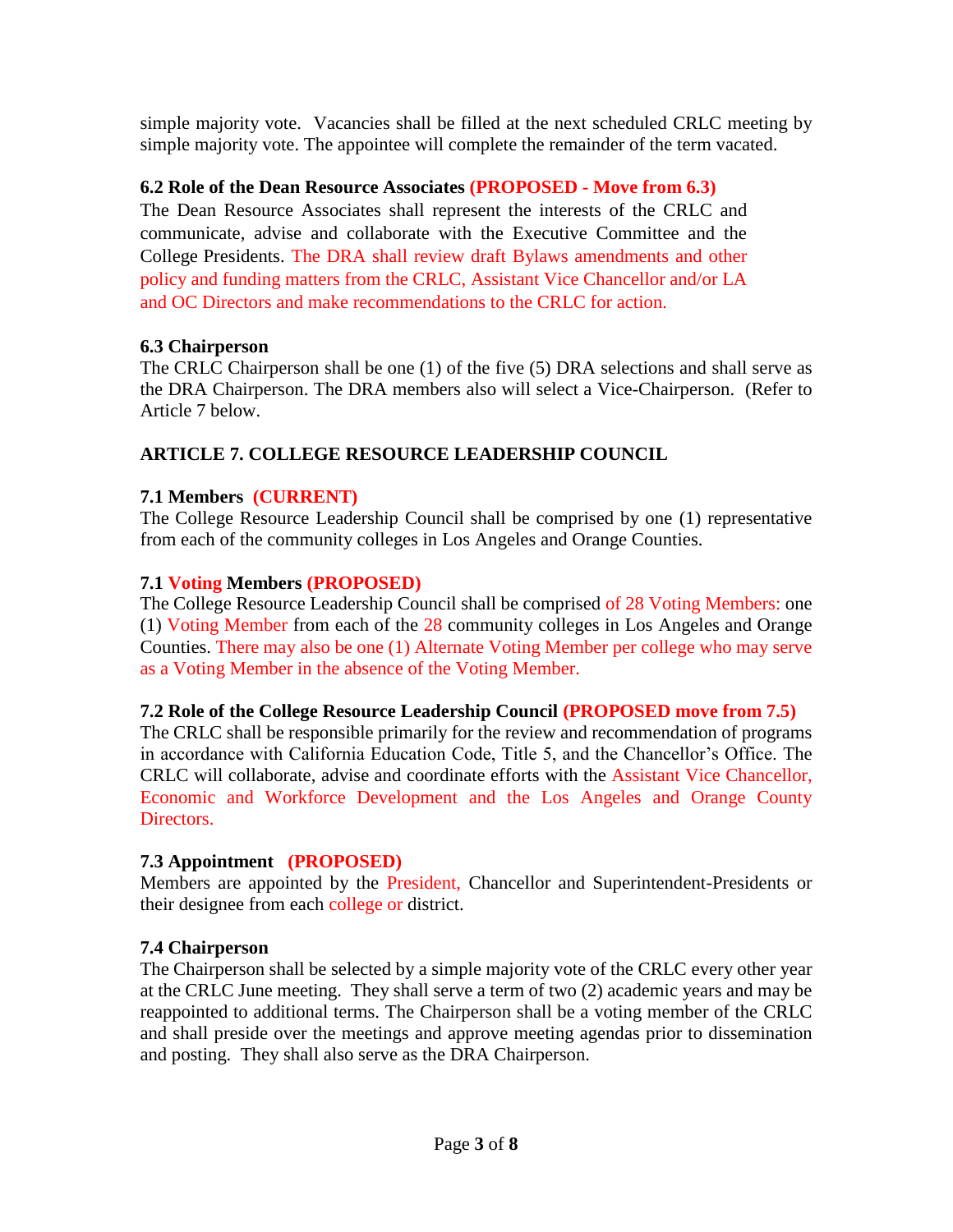simple majority vote. Vacancies shall be filled at the next scheduled CRLC meeting by simple majority vote. The appointee will complete the remainder of the term vacated.

**6.2 Role of the Dean Resource Associates (PROPOSED - Move from 6.3)**

The Dean Resource Associates shall represent the interests of the CRLC and communicate, advise and collaborate with the Executive Committee and the College Presidents. The DRA shall review draft Bylaws amendments and other policy and funding matters from the CRLC, Assistant Vice Chancellor and/or LA and OC Directors and make recommendations to the CRLC for action.

**6.3 Chairperson**

The CRLC Chairperson shall be one (1) of the five (5) DRA selections and shall serve as the DRA Chairperson. The DRA members also will select a Vice-Chairperson. (Refer to Article 7 below.

## ARTICLE 7. COLLEGE RESOURCE LEADERSHIP COUNCIL

**7.1 Members (CURRENT)**

The College Resource Leadership Council shall be comprised by one (1) representative from each of the community colleges in Los Angeles and Orange Counties.

**7.1 Voting Members (PROPOSED)**

The College Resource Leadership Council shall be comprised of 28 Voting Members: one (1) Voting Member from each of the 28 community colleges in Los Angeles and Orange Counties. There may also be one (1) Alternate Voting Member per college who may serve as a Voting Member in the absence of the Voting Member.

**7.2 Role of the College Resource Leadership Council (PROPOSED move from 7.5)**

The CRLC shall be responsible primarily for the review and recommendation of programs in accordance with California Education Code, Title 5, and the Chancellor's Office. The CRLC will collaborate, advise and coordinate efforts with the Assistant Vice Chancellor, Economic and Workforce Development and the Los Angeles and Orange County Directors.

**7.3 Appointment (PROPOSED)**

Members are appointed by the President, Chancellor and Superintendent-Presidents or their designee from each college or district.

**7.4 Chairperson**

The Chairperson shall be selected by a simple majority vote of the CRLC every other year at the CRLC June meeting. They shall serve a term of two (2) academic years and may be reappointed to additional terms. The Chairperson shall be a voting member of the CRLC and shall preside over the meetings and approve meeting agendas prior to dissemination and posting. They shall also serve as the DRA Chairperson.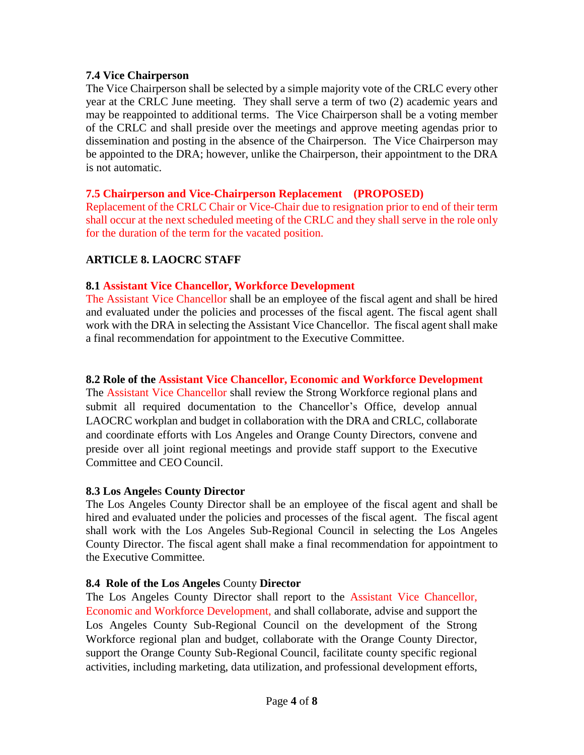### 7.4 Vice Chairperson

The Vice Chairperson shall be selected by a simple majority vote of the CRLC every other year at the CRLC June meeting. They shall serve a term of two (2) academic years and may be reappointed to additional terms. The Vice Chairperson shall be a voting member of the CRLC and shall preside over the meetings and approve meeting agendas prior to dissemination and posting in the absence of the Chairperson. The Vice Chairperson may be appointed to the DRA; however, unlike the Chairperson, their appointment to the DRA is not automatic.

### 7.5 Chairperson and Vice-Chairperson Replacement (PROPOSED)

Replacement of the CRLC Chair or Vice-Chair due to resignation prior to end of their term shall occur at the next scheduled meeting of the CRLC and they shall serve in the role only for the duration of the term for the vacated position.

## ARTICLE 8. LAOCRC STAFF

### 8.1 Assistant Vice Chancellor, Workforce Development

The Assistant Vice Chancellor shall be an employee of the fiscal agent and shall be hired and evaluated under the policies and processes of the fiscal agent. The fiscal agent shall work with the DRA in selecting the Assistant Vice Chancellor. The fiscal agent shall make a final recommendation for appointment to the Executive Committee.

### 8.2 Role of the Assistant Vice Chancellor, Economic and Workforce Development

The Assistant Vice Chancellor shall review the Strong Workforce regional plans and submit all required documentation to the Chancellor's Office, develop annual LAOCRC workplan and budget in collaboration with the DRA and CRLC, collaborate and coordinate efforts with Los Angeles and Orange County Directors, convene and preside over all joint regional meetings and provide staff support to the Executive Committee and CEO Council.

### 8.3 Los Angeles County Director

The Los Angeles County Director shall be an employee of the fiscal agent and shall be hired and evaluated under the policies and processes of the fiscal agent. The fiscal agent shall work with the Los Angeles Sub-Regional Council in selecting the Los Angeles County Director. The fiscal agent shall make a final recommendation for appointment to the Executive Committee.

### 8.4 Role of the Los Angeles County Director

The Los Angeles County Director shall report to the Assistant Vice Chancellor, Economic and Workforce Development, and shall collaborate, advise and support the Los Angeles County Sub-Regional Council on the development of the Strong Workforce regional plan and budget, collaborate with the Orange County Director, support the Orange County Sub-Regional Council, facilitate county specific regional activities, including marketing, data utilization, and professional development efforts,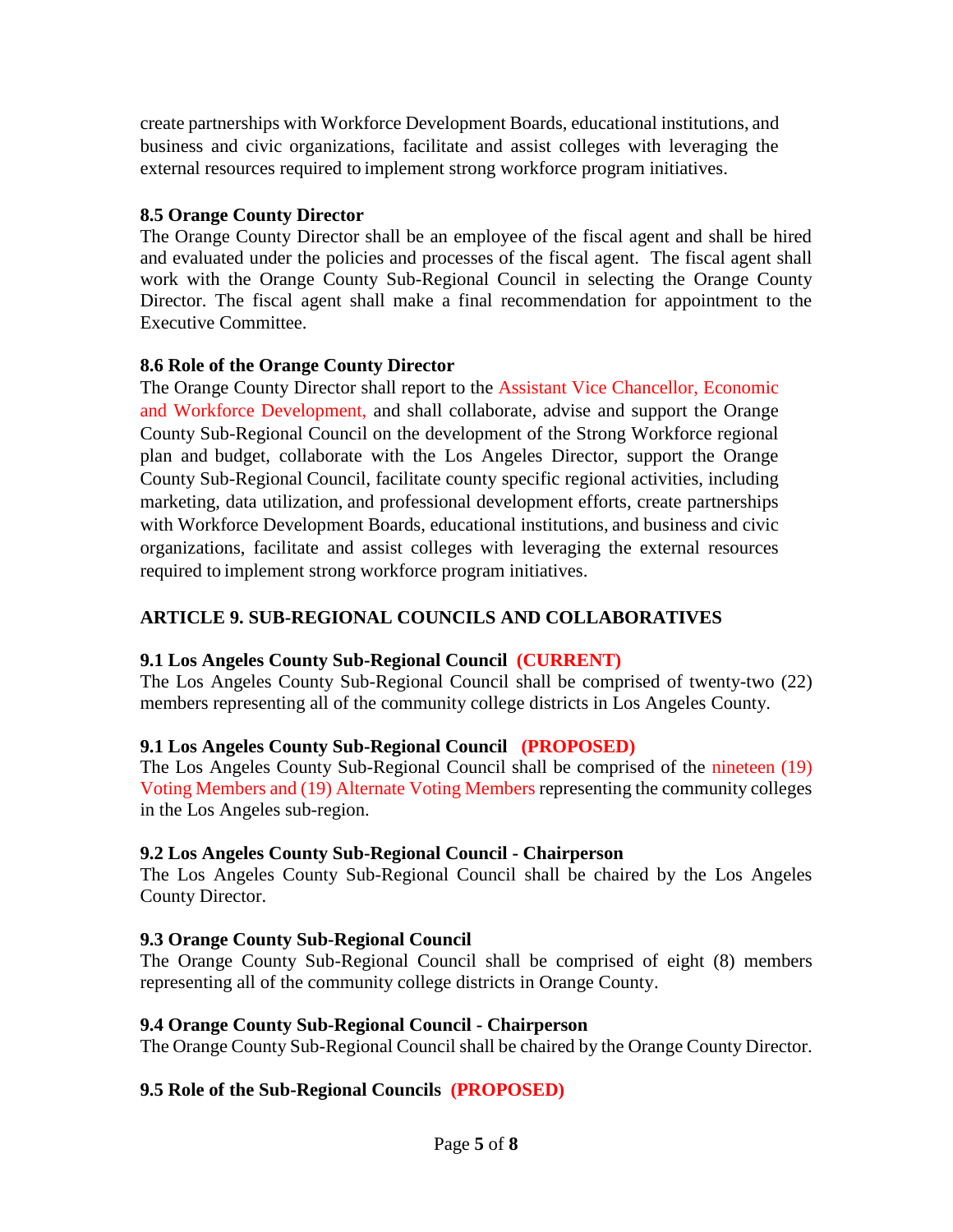create partnerships with Workforce Development Boards, educational institutions, and business and civic organizations, facilitate and assist colleges with leveraging the external resources required to implement strong workforce program initiatives.

### 8.5 Orange County Director

The Orange County Director shall be an employee of the fiscal agent and shall be hired and evaluated under the policies and processes of the fiscal agent. The fiscal agent shall work with the Orange County Sub-Regional Council in selecting the Orange County Director. The fiscal agent shall make a final recommendation for appointment to the Executive Committee.

### 8.6 Role of the Orange County Director

The Orange County Director shall report to the Assistant Vice Chancellor, Economic and Workforce Development, and shall collaborate, advise and support the Orange County Sub-Regional Council on the development of the Strong Workforce regional plan and budget, collaborate with the Los Angeles Director, support the Orange County Sub-Regional Council, facilitate county specific regional activities, including marketing, data utilization, and professional development efforts, create partnerships with Workforce Development Boards, educational institutions, and business and civic organizations, facilitate and assist colleges with leveraging the external resources required to implement strong workforce program initiatives.

## ARTICLE 9. SUB-REGIONAL COUNCILS AND COLLABORATIVES

### 9.1 Los Angeles County Sub-Regional Council (CURRENT)

The Los Angeles County Sub-Regional Council shall be comprised of twenty-two (22) members representing all of the community college districts in Los Angeles County.

### 9.1 Los Angeles County Sub-Regional Council (PROPOSED)

The Los Angeles County Sub-Regional Council shall be comprised of the nineteen (19) Voting Members and (19) Alternate Voting Members representing the community colleges in the Los Angeles sub-region.

### 9.2 Los Angeles County Sub-Regional Council - Chairperson

The Los Angeles County Sub-Regional Council shall be chaired by the Los Angeles County Director.

### 9.3 Orange County Sub-Regional Council

The Orange County Sub-Regional Council shall be comprised of eight (8) members representing all of the community college districts in Orange County.

### 9.4 Orange County Sub-Regional Council - Chairperson

The Orange County Sub-Regional Council shall be chaired by the Orange County Director.

### 9.5 Role of the Sub-Regional Councils (PROPOSED)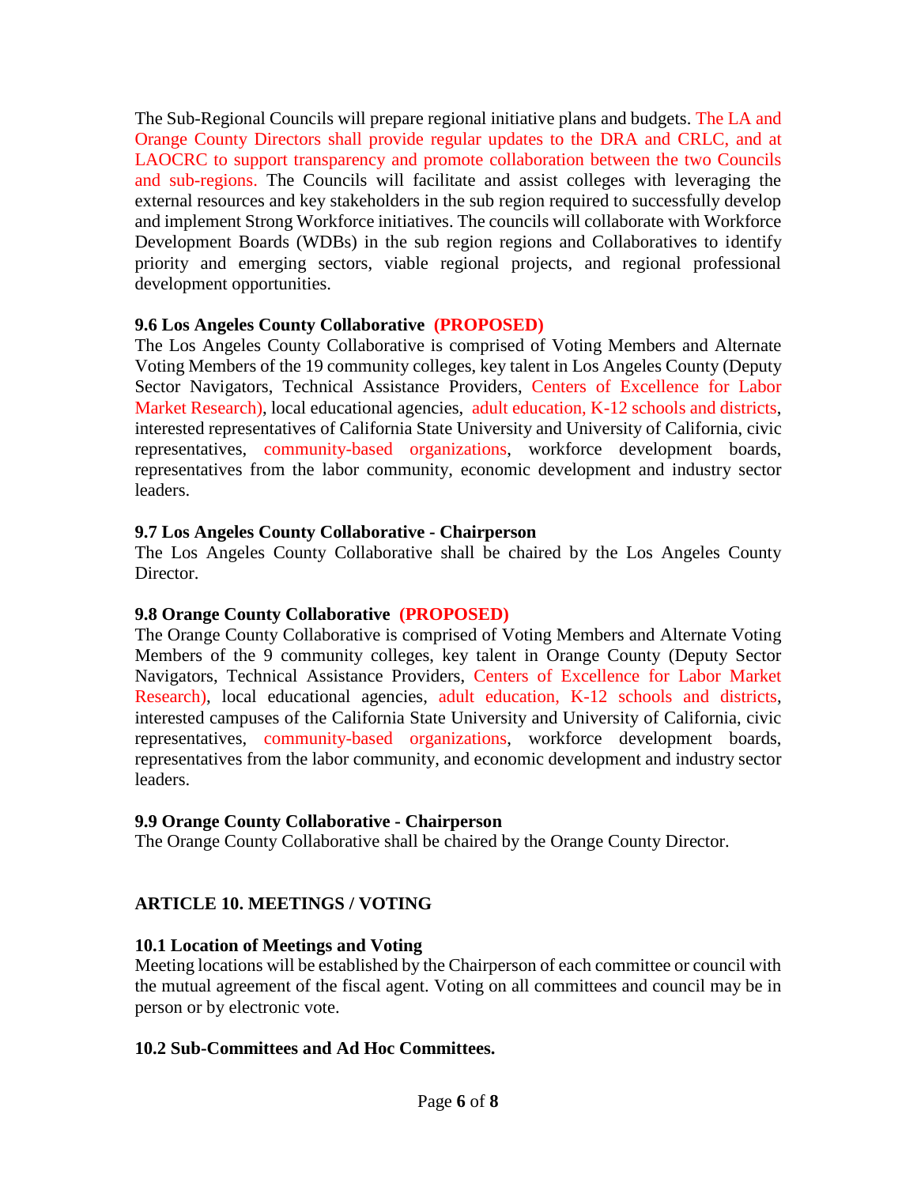The Sub-Regional Councils will prepare regional initiative plans and budgets. The LA and Orange County Directors shall provide regular updates to the DRA and CRLC, and at LAOCRC to support transparency and promote collaboration between the two Councils and sub-regions. The Councils will facilitate and assist colleges with leveraging the external resources and key stakeholders in the sub region required to successfully develop and implement Strong Workforce initiatives. The councils will collaborate with Workforce Development Boards (WDBs) in the sub region regions and Collaboratives to identify priority and emerging sectors, viable regional projects, and regional professional development opportunities.

**9.6 Los Angeles County Collaborative (PROPOSED)**

The Los Angeles County Collaborative is comprised of Voting Members and Alternate Voting Members of the 19 community colleges, key talent in Los Angeles County (Deputy Sector Navigators, Technical Assistance Providers, Centers of Excellence for Labor Market Research), local educational agencies, adult education, K-12 schools and districts, interested representatives of California State University and University of California, civic representatives, community-based organizations, workforce development boards, representatives from the labor community, economic development and industry sector leaders.

**9.7 Los Angeles County Collaborative - Chairperson**

The Los Angeles County Collaborative shall be chaired by the Los Angeles County Director.

**9.8 Orange County Collaborative (PROPOSED)**

The Orange County Collaborative is comprised of Voting Members and Alternate Voting Members of the 9 community colleges, key talent in Orange County (Deputy Sector Navigators, Technical Assistance Providers, Centers of Excellence for Labor Market Research), local educational agencies, adult education, K-12 schools and districts, interested campuses of the California State University and University of California, civic representatives, community-based organizations, workforce development boards, representatives from the labor community, and economic development and industry sector leaders.

**9.9 Orange County Collaborative - Chairperson**

The Orange County Collaborative shall be chaired by the Orange County Director.

## ARTICLE 10. MEETINGS / VOTING

**10.1 Location of Meetings and Voting**

Meeting locations will be established by the Chairperson of each committee or council with the mutual agreement of the fiscal agent. Voting on all committees and council may be in person or by electronic vote.

**10.2 Sub-Committees and Ad Hoc Committees.**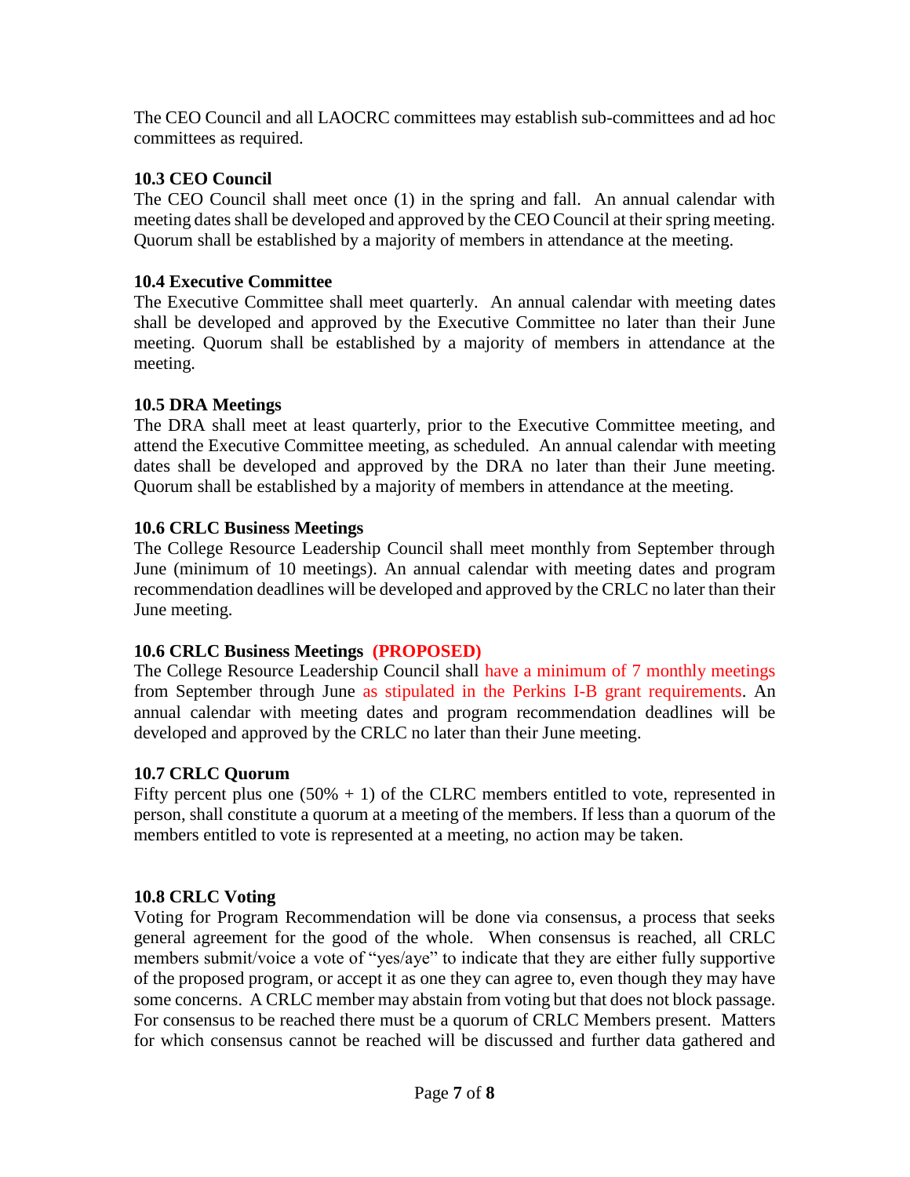The CEO Council and all LAOCRC committees may establish sub-committees and ad hoc committees as required.

### 10.3 CEO Council

The CEO Council shall meet once (1) in the spring and fall. An annual calendar with meeting dates shall be developed and approved by the CEO Council at their spring meeting. Quorum shall be established by a majority of members in attendance at the meeting.

### 10.4 Executive Committee

The Executive Committee shall meet quarterly. An annual calendar with meeting dates shall be developed and approved by the Executive Committee no later than their June meeting. Quorum shall be established by a majority of members in attendance at the meeting.

### 10.5 DRA Meetings

The DRA shall meet at least quarterly, prior to the Executive Committee meeting, and attend the Executive Committee meeting, as scheduled. An annual calendar with meeting dates shall be developed and approved by the DRA no later than their June meeting. Quorum shall be established by a majority of members in attendance at the meeting.

### 10.6 CRLC Business Meetings

The College Resource Leadership Council shall meet monthly from September through June (minimum of 10 meetings). An annual calendar with meeting dates and program recommendation deadlines will be developed and approved by the CRLC no later than their June meeting.

### 10.6 CRLC Business Meetings (PROPOSED)

The College Resource Leadership Council shall have a minimum of 7 monthly meetings from September through June as stipulated in the Perkins I-B grant requirements. An annual calendar with meeting dates and program recommendation deadlines will be developed and approved by the CRLC no later than their June meeting.

### 10.7 CRLC Quorum

Fifty percent plus one (50% + 1) of the CLRC members entitled to vote, represented in person, shall constitute a quorum at a meeting of the members. If less than a quorum of the members entitled to vote is represented at a meeting, no action may be taken.

### 10.8 CRLC Voting

Voting for Program Recommendation will be done via consensus, a process that seeks general agreement for the good of the whole. When consensus is reached, all CRLC members submit/voice a vote of "yes/aye" to indicate that they are either fully supportive of the proposed program, or accept it as one they can agree to, even though they may have some concerns. A CRLC member may abstain from voting but that does not block passage. For consensus to be reached there must be a quorum of CRLC Members present. Matters for which consensus cannot be reached will be discussed and further data gathered and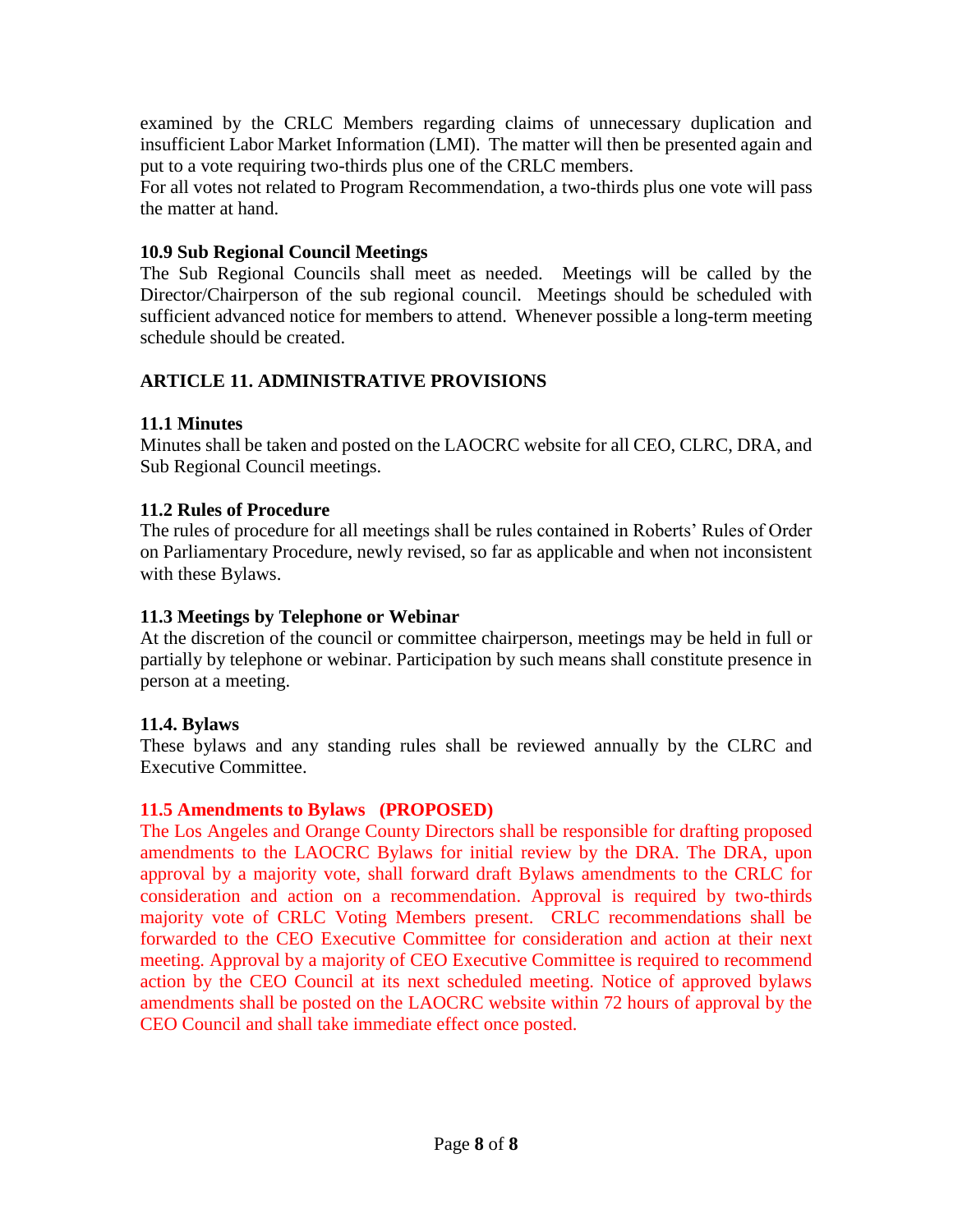examined by the CRLC Members regarding claims of unnecessary duplication and insufficient Labor Market Information (LMI). The matter will then be presented again and put to a vote requiring two-thirds plus one of the CRLC members.

For all votes not related to Program Recommendation, a two-thirds plus one vote will pass the matter at hand.

**10.9 Sub Regional Council Meetings**

The Sub Regional Councils shall meet as needed. Meetings will be called by the Director/Chairperson of the sub regional council. Meetings should be scheduled with sufficient advanced notice for members to attend. Whenever possible a long-term meeting schedule should be created.

## ARTICLE 11. ADMINISTRATIVE PROVISIONS

**11.1 Minutes**

Minutes shall be taken and posted on the LAOCRC website for all CEO, CLRC, DRA, and Sub Regional Council meetings.

**11.2 Rules of Procedure**

The rules of procedure for all meetings shall be rules contained in Roberts' Rules of Order on Parliamentary Procedure, newly revised, so far as applicable and when not inconsistent with these Bylaws.

**11.3 Meetings by Telephone or Webinar**

At the discretion of the council or committee chairperson, meetings may be held in full or partially by telephone or webinar. Participation by such means shall constitute presence in person at a meeting.

**11.4. Bylaws**

These bylaws and any standing rules shall be reviewed annually by the CLRC and Executive Committee.

**11.5 Amendments to Bylaws (PROPOSED)**

The Los Angeles and Orange County Directors shall be responsible for drafting proposed amendments to the LAOCRC Bylaws for initial review by the DRA. The DRA, upon approval by a majority vote, shall forward draft Bylaws amendments to the CRLC for consideration and action on a recommendation. Approval is required by two-thirds majority vote of CRLC Voting Members present. CRLC recommendations shall be forwarded to the CEO Executive Committee for consideration and action at their next meeting. Approval by a majority of CEO Executive Committee is required to recommend action by the CEO Council at its next scheduled meeting. Notice of approved bylaws amendments shall be posted on the LAOCRC website within 72 hours of approval by the CEO Council and shall take immediate effect once posted.